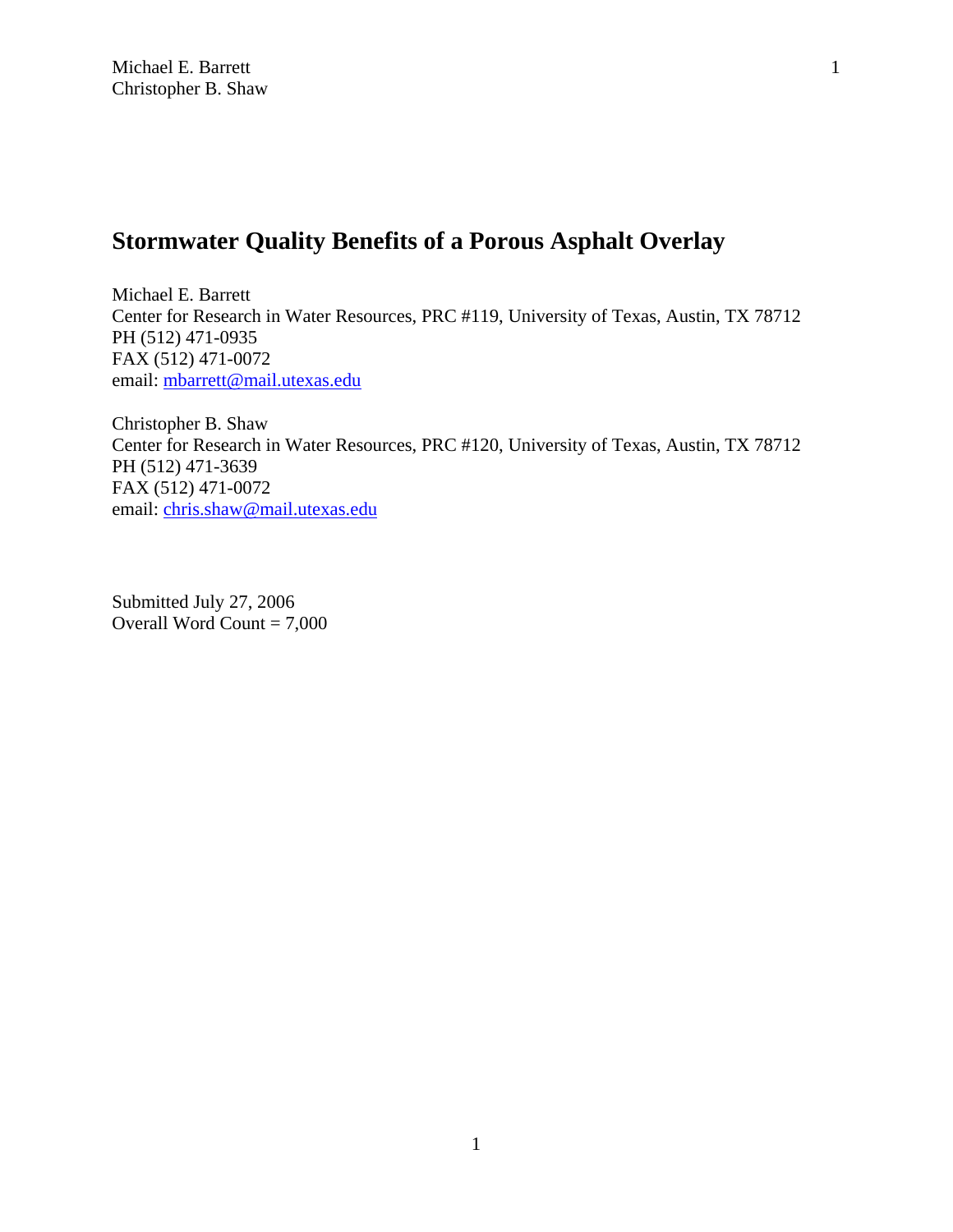# Stormwater Quality Benefits of a Porous Asphalt Overlay

Michael E. Barrett
Center for Research in Water Resources, PRC #119, University of Texas, Austin, TX 78712
PH (512) 471-0935
FAX (512) 471-0072
email: mbarrett@mail.utexas.edu

Christopher B. Shaw
Center for Research in Water Resources, PRC #120, University of Texas, Austin, TX 78712
PH (512) 471-3639
FAX (512) 471-0072
email: chris.shaw@mail.utexas.edu

Submitted July 27, 2006
Overall Word Count = 7,000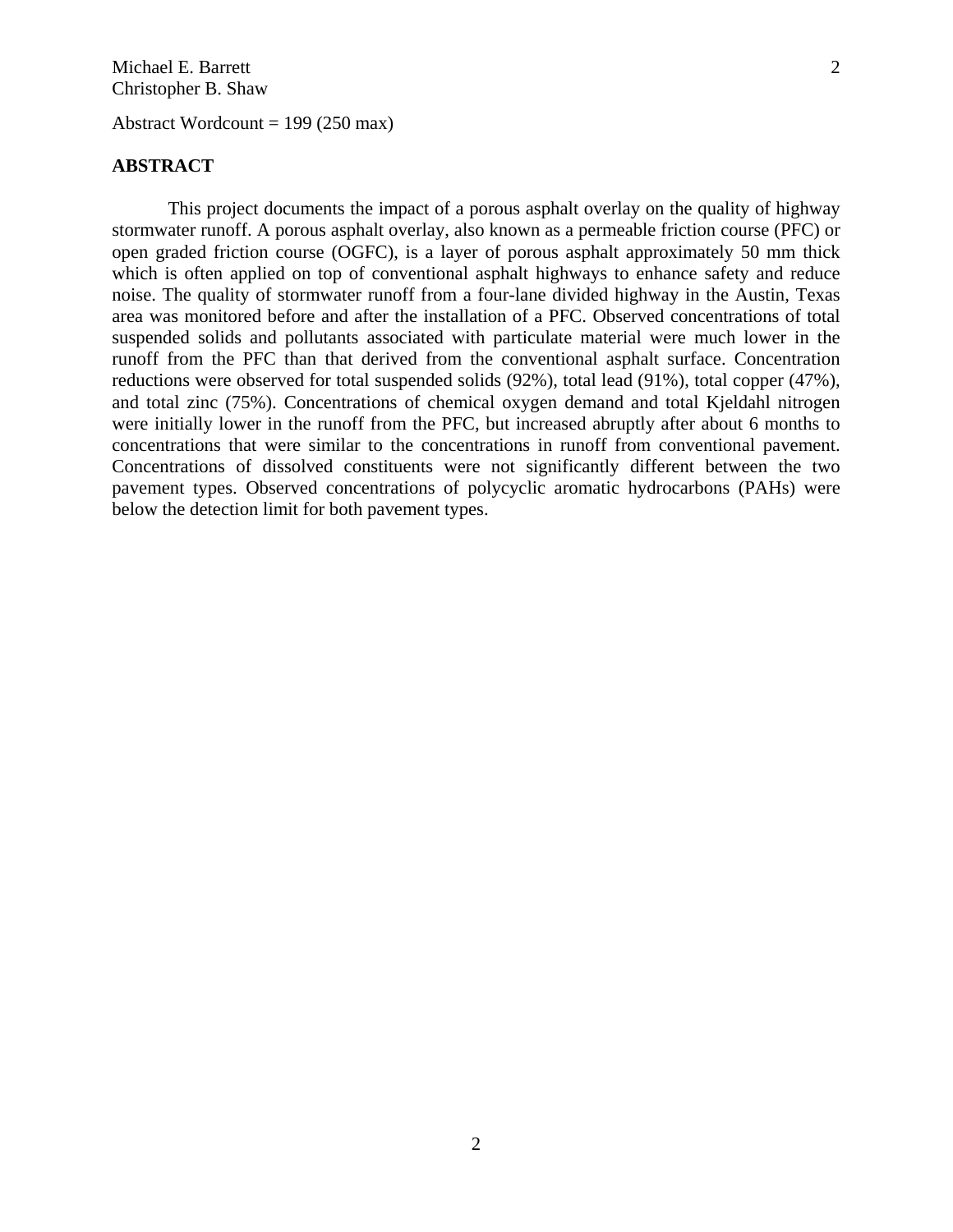Abstract Wordcount = 199 (250 max)

## ABSTRACT

This project documents the impact of a porous asphalt overlay on the quality of highway stormwater runoff. A porous asphalt overlay, also known as a permeable friction course (PFC) or open graded friction course (OGFC), is a layer of porous asphalt approximately 50 mm thick which is often applied on top of conventional asphalt highways to enhance safety and reduce noise. The quality of stormwater runoff from a four-lane divided highway in the Austin, Texas area was monitored before and after the installation of a PFC. Observed concentrations of total suspended solids and pollutants associated with particulate material were much lower in the runoff from the PFC than that derived from the conventional asphalt surface. Concentration reductions were observed for total suspended solids (92%), total lead (91%), total copper (47%), and total zinc (75%). Concentrations of chemical oxygen demand and total Kjeldahl nitrogen were initially lower in the runoff from the PFC, but increased abruptly after about 6 months to concentrations that were similar to the concentrations in runoff from conventional pavement. Concentrations of dissolved constituents were not significantly different between the two pavement types. Observed concentrations of polycyclic aromatic hydrocarbons (PAHs) were below the detection limit for both pavement types.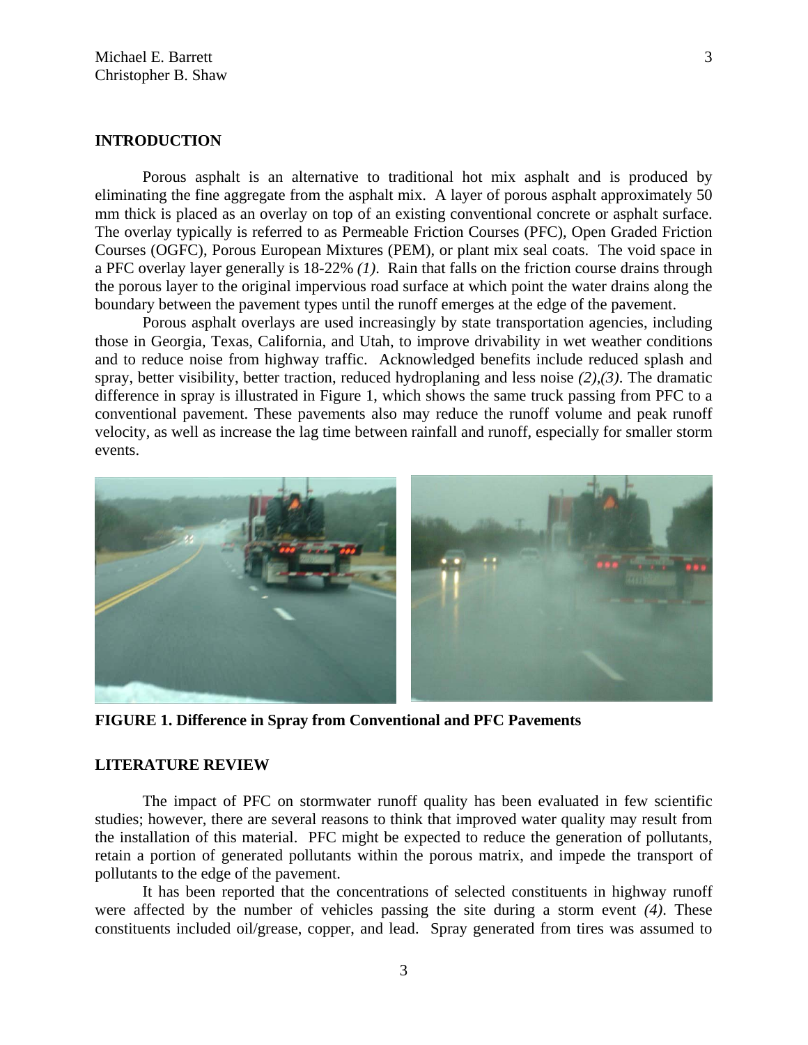## INTRODUCTION

Porous asphalt is an alternative to traditional hot mix asphalt and is produced by eliminating the fine aggregate from the asphalt mix. A layer of porous asphalt approximately 50 mm thick is placed as an overlay on top of an existing conventional concrete or asphalt surface. The overlay typically is referred to as Permeable Friction Courses (PFC), Open Graded Friction Courses (OGFC), Porous European Mixtures (PEM), or plant mix seal coats. The void space in a PFC overlay layer generally is 18-22% *(1)*. Rain that falls on the friction course drains through the porous layer to the original impervious road surface at which point the water drains along the boundary between the pavement types until the runoff emerges at the edge of the pavement.

Porous asphalt overlays are used increasingly by state transportation agencies, including those in Georgia, Texas, California, and Utah, to improve drivability in wet weather conditions and to reduce noise from highway traffic. Acknowledged benefits include reduced splash and spray, better visibility, better traction, reduced hydroplaning and less noise *(2)*,*(3)*. The dramatic difference in spray is illustrated in Figure 1, which shows the same truck passing from PFC to a conventional pavement. These pavements also may reduce the runoff volume and peak runoff velocity, as well as increase the lag time between rainfall and runoff, especially for smaller storm events.

**FIGURE 1. Difference in Spray from Conventional and PFC Pavements**

## LITERATURE REVIEW

The impact of PFC on stormwater runoff quality has been evaluated in few scientific studies; however, there are several reasons to think that improved water quality may result from the installation of this material. PFC might be expected to reduce the generation of pollutants, retain a portion of generated pollutants within the porous matrix, and impede the transport of pollutants to the edge of the pavement.

It has been reported that the concentrations of selected constituents in highway runoff were affected by the number of vehicles passing the site during a storm event *(4)*. These constituents included oil/grease, copper, and lead. Spray generated from tires was assumed to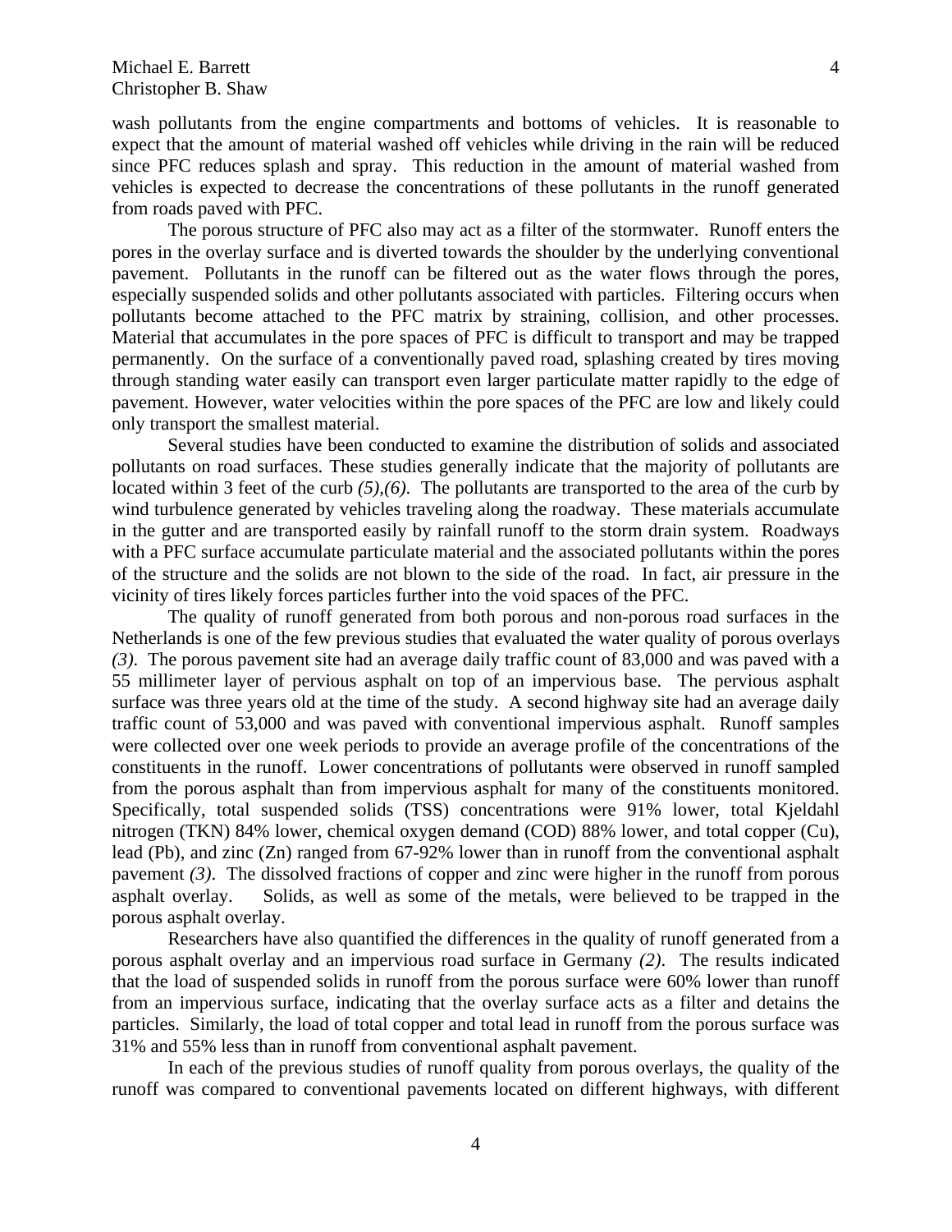wash pollutants from the engine compartments and bottoms of vehicles. It is reasonable to expect that the amount of material washed off vehicles while driving in the rain will be reduced since PFC reduces splash and spray. This reduction in the amount of material washed from vehicles is expected to decrease the concentrations of these pollutants in the runoff generated from roads paved with PFC.

The porous structure of PFC also may act as a filter of the stormwater. Runoff enters the pores in the overlay surface and is diverted towards the shoulder by the underlying conventional pavement. Pollutants in the runoff can be filtered out as the water flows through the pores, especially suspended solids and other pollutants associated with particles. Filtering occurs when pollutants become attached to the PFC matrix by straining, collision, and other processes. Material that accumulates in the pore spaces of PFC is difficult to transport and may be trapped permanently. On the surface of a conventionally paved road, splashing created by tires moving through standing water easily can transport even larger particulate matter rapidly to the edge of pavement. However, water velocities within the pore spaces of the PFC are low and likely could only transport the smallest material.

Several studies have been conducted to examine the distribution of solids and associated pollutants on road surfaces. These studies generally indicate that the majority of pollutants are located within 3 feet of the curb *(5),(6)*. The pollutants are transported to the area of the curb by wind turbulence generated by vehicles traveling along the roadway. These materials accumulate in the gutter and are transported easily by rainfall runoff to the storm drain system. Roadways with a PFC surface accumulate particulate material and the associated pollutants within the pores of the structure and the solids are not blown to the side of the road. In fact, air pressure in the vicinity of tires likely forces particles further into the void spaces of the PFC.

The quality of runoff generated from both porous and non-porous road surfaces in the Netherlands is one of the few previous studies that evaluated the water quality of porous overlays *(3)*. The porous pavement site had an average daily traffic count of 83,000 and was paved with a 55 millimeter layer of pervious asphalt on top of an impervious base. The pervious asphalt surface was three years old at the time of the study. A second highway site had an average daily traffic count of 53,000 and was paved with conventional impervious asphalt. Runoff samples were collected over one week periods to provide an average profile of the concentrations of the constituents in the runoff. Lower concentrations of pollutants were observed in runoff sampled from the porous asphalt than from impervious asphalt for many of the constituents monitored. Specifically, total suspended solids (TSS) concentrations were 91% lower, total Kjeldahl nitrogen (TKN) 84% lower, chemical oxygen demand (COD) 88% lower, and total copper (Cu), lead (Pb), and zinc (Zn) ranged from 67-92% lower than in runoff from the conventional asphalt pavement *(3)*. The dissolved fractions of copper and zinc were higher in the runoff from porous asphalt overlay. Solids, as well as some of the metals, were believed to be trapped in the porous asphalt overlay.

Researchers have also quantified the differences in the quality of runoff generated from a porous asphalt overlay and an impervious road surface in Germany *(2)*. The results indicated that the load of suspended solids in runoff from the porous surface were 60% lower than runoff from an impervious surface, indicating that the overlay surface acts as a filter and detains the particles. Similarly, the load of total copper and total lead in runoff from the porous surface was 31% and 55% less than in runoff from conventional asphalt pavement.

In each of the previous studies of runoff quality from porous overlays, the quality of the runoff was compared to conventional pavements located on different highways, with different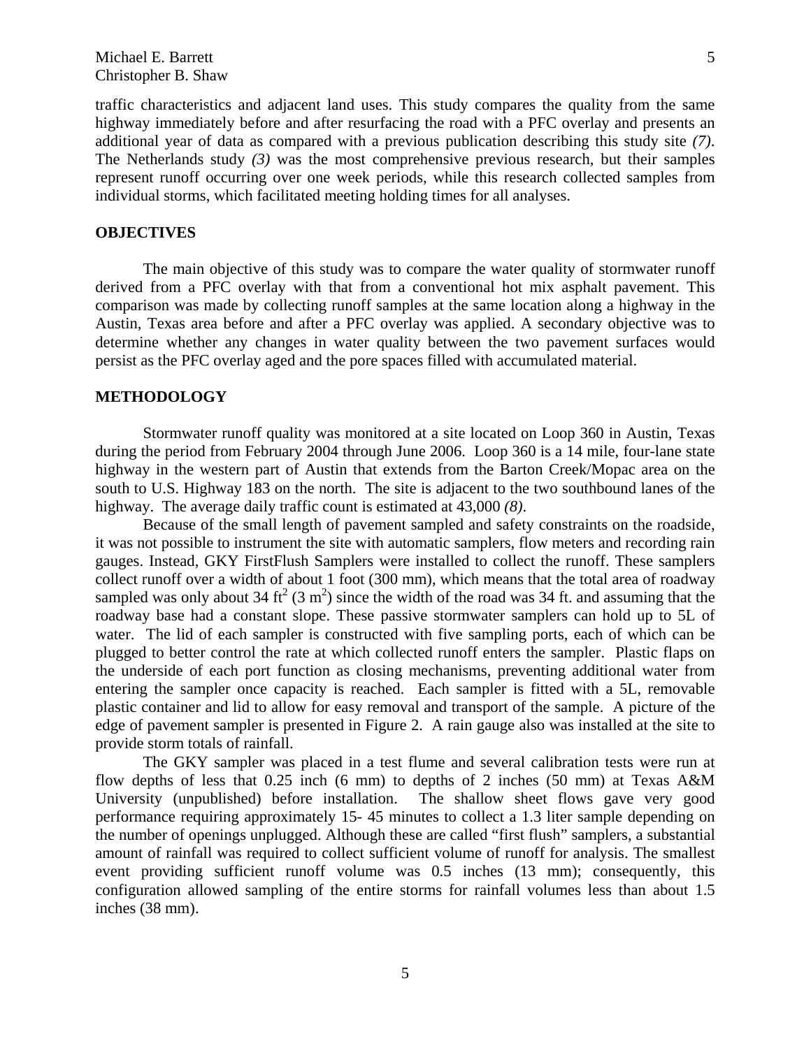traffic characteristics and adjacent land uses. This study compares the quality from the same highway immediately before and after resurfacing the road with a PFC overlay and presents an additional year of data as compared with a previous publication describing this study site *(7)*. The Netherlands study *(3)* was the most comprehensive previous research, but their samples represent runoff occurring over one week periods, while this research collected samples from individual storms, which facilitated meeting holding times for all analyses.

## OBJECTIVES

The main objective of this study was to compare the water quality of stormwater runoff derived from a PFC overlay with that from a conventional hot mix asphalt pavement. This comparison was made by collecting runoff samples at the same location along a highway in the Austin, Texas area before and after a PFC overlay was applied. A secondary objective was to determine whether any changes in water quality between the two pavement surfaces would persist as the PFC overlay aged and the pore spaces filled with accumulated material.

## METHODOLOGY

Stormwater runoff quality was monitored at a site located on Loop 360 in Austin, Texas during the period from February 2004 through June 2006. Loop 360 is a 14 mile, four-lane state highway in the western part of Austin that extends from the Barton Creek/Mopac area on the south to U.S. Highway 183 on the north. The site is adjacent to the two southbound lanes of the highway. The average daily traffic count is estimated at 43,000 *(8)*.

Because of the small length of pavement sampled and safety constraints on the roadside, it was not possible to instrument the site with automatic samplers, flow meters and recording rain gauges. Instead, GKY FirstFlush Samplers were installed to collect the runoff. These samplers collect runoff over a width of about 1 foot (300 mm), which means that the total area of roadway sampled was only about 34 ft$^2$ (3 m$^2$) since the width of the road was 34 ft. and assuming that the roadway base had a constant slope. These passive stormwater samplers can hold up to 5L of water. The lid of each sampler is constructed with five sampling ports, each of which can be plugged to better control the rate at which collected runoff enters the sampler. Plastic flaps on the underside of each port function as closing mechanisms, preventing additional water from entering the sampler once capacity is reached. Each sampler is fitted with a 5L, removable plastic container and lid to allow for easy removal and transport of the sample. A picture of the edge of pavement sampler is presented in Figure 2. A rain gauge also was installed at the site to provide storm totals of rainfall.

The GKY sampler was placed in a test flume and several calibration tests were run at flow depths of less that 0.25 inch (6 mm) to depths of 2 inches (50 mm) at Texas A&M University (unpublished) before installation. The shallow sheet flows gave very good performance requiring approximately 15- 45 minutes to collect a 1.3 liter sample depending on the number of openings unplugged. Although these are called "first flush" samplers, a substantial amount of rainfall was required to collect sufficient volume of runoff for analysis. The smallest event providing sufficient runoff volume was 0.5 inches (13 mm); consequently, this configuration allowed sampling of the entire storms for rainfall volumes less than about 1.5 inches (38 mm).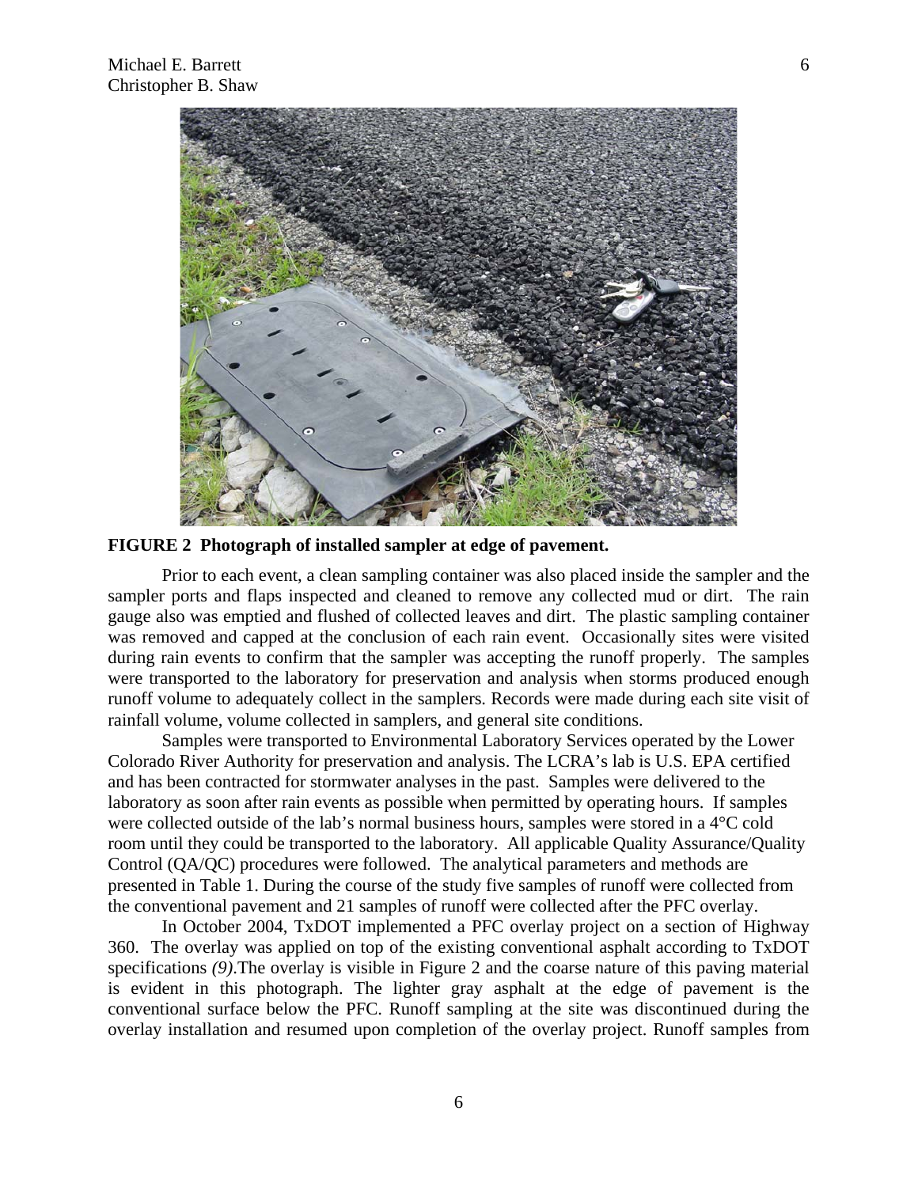**FIGURE 2 Photograph of installed sampler at edge of pavement.**

Prior to each event, a clean sampling container was also placed inside the sampler and the sampler ports and flaps inspected and cleaned to remove any collected mud or dirt. The rain gauge also was emptied and flushed of collected leaves and dirt. The plastic sampling container was removed and capped at the conclusion of each rain event. Occasionally sites were visited during rain events to confirm that the sampler was accepting the runoff properly. The samples were transported to the laboratory for preservation and analysis when storms produced enough runoff volume to adequately collect in the samplers. Records were made during each site visit of rainfall volume, volume collected in samplers, and general site conditions.

Samples were transported to Environmental Laboratory Services operated by the Lower Colorado River Authority for preservation and analysis. The LCRA's lab is U.S. EPA certified and has been contracted for stormwater analyses in the past. Samples were delivered to the laboratory as soon after rain events as possible when permitted by operating hours. If samples were collected outside of the lab's normal business hours, samples were stored in a 4°C cold room until they could be transported to the laboratory. All applicable Quality Assurance/Quality Control (QA/QC) procedures were followed. The analytical parameters and methods are presented in Table 1. During the course of the study five samples of runoff were collected from the conventional pavement and 21 samples of runoff were collected after the PFC overlay.

In October 2004, TxDOT implemented a PFC overlay project on a section of Highway 360. The overlay was applied on top of the existing conventional asphalt according to TxDOT specifications *(9)*.The overlay is visible in Figure 2 and the coarse nature of this paving material is evident in this photograph. The lighter gray asphalt at the edge of pavement is the conventional surface below the PFC. Runoff sampling at the site was discontinued during the overlay installation and resumed upon completion of the overlay project. Runoff samples from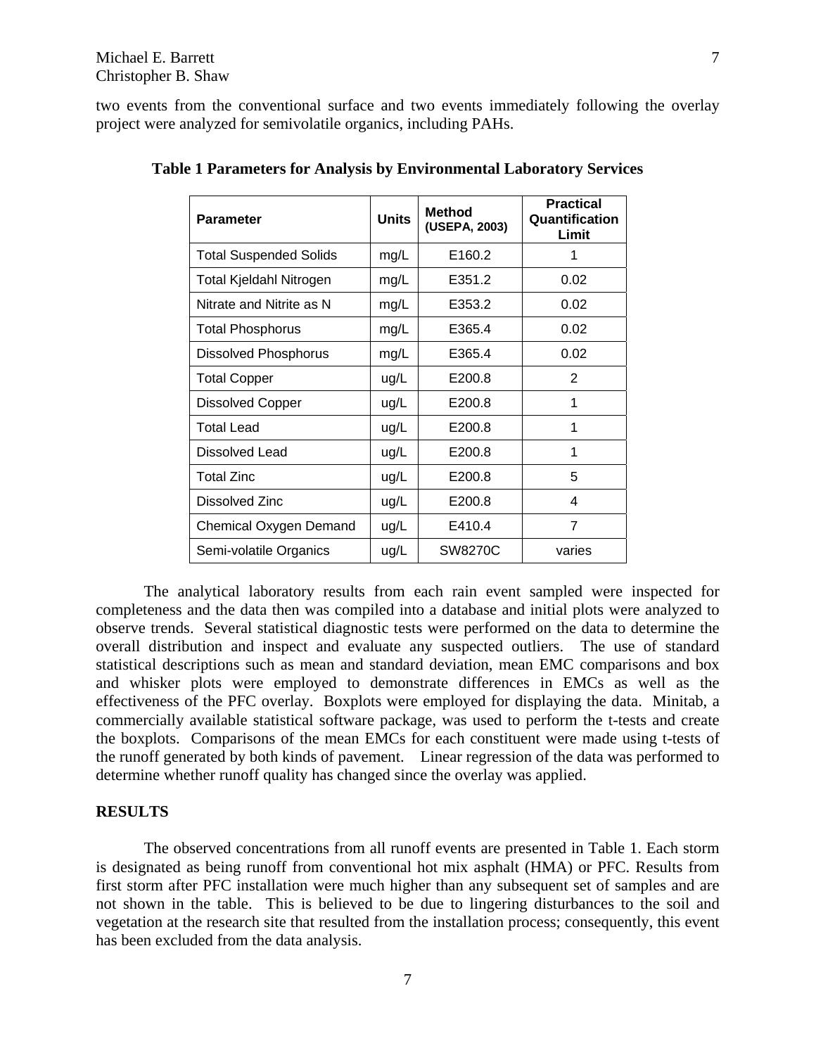two events from the conventional surface and two events immediately following the overlay project were analyzed for semivolatile organics, including PAHs.

**Table 1 Parameters for Analysis by Environmental Laboratory Services**

| Parameter | Units | Method (USEPA, 2003) | Practical Quantification Limit |
|---|---|---|---|
| Total Suspended Solids | mg/L | E160.2 | 1 |
| Total Kjeldahl Nitrogen | mg/L | E351.2 | 0.02 |
| Nitrate and Nitrite as N | mg/L | E353.2 | 0.02 |
| Total Phosphorus | mg/L | E365.4 | 0.02 |
| Dissolved Phosphorus | mg/L | E365.4 | 0.02 |
| Total Copper | ug/L | E200.8 | 2 |
| Dissolved Copper | ug/L | E200.8 | 1 |
| Total Lead | ug/L | E200.8 | 1 |
| Dissolved Lead | ug/L | E200.8 | 1 |
| Total Zinc | ug/L | E200.8 | 5 |
| Dissolved Zinc | ug/L | E200.8 | 4 |
| Chemical Oxygen Demand | ug/L | E410.4 | 7 |
| Semi-volatile Organics | ug/L | SW8270C | varies |

The analytical laboratory results from each rain event sampled were inspected for completeness and the data then was compiled into a database and initial plots were analyzed to observe trends. Several statistical diagnostic tests were performed on the data to determine the overall distribution and inspect and evaluate any suspected outliers. The use of standard statistical descriptions such as mean and standard deviation, mean EMC comparisons and box and whisker plots were employed to demonstrate differences in EMCs as well as the effectiveness of the PFC overlay. Boxplots were employed for displaying the data. Minitab, a commercially available statistical software package, was used to perform the t-tests and create the boxplots. Comparisons of the mean EMCs for each constituent were made using t-tests of the runoff generated by both kinds of pavement. Linear regression of the data was performed to determine whether runoff quality has changed since the overlay was applied.

## RESULTS

The observed concentrations from all runoff events are presented in Table 1. Each storm is designated as being runoff from conventional hot mix asphalt (HMA) or PFC. Results from first storm after PFC installation were much higher than any subsequent set of samples and are not shown in the table. This is believed to be due to lingering disturbances to the soil and vegetation at the research site that resulted from the installation process; consequently, this event has been excluded from the data analysis.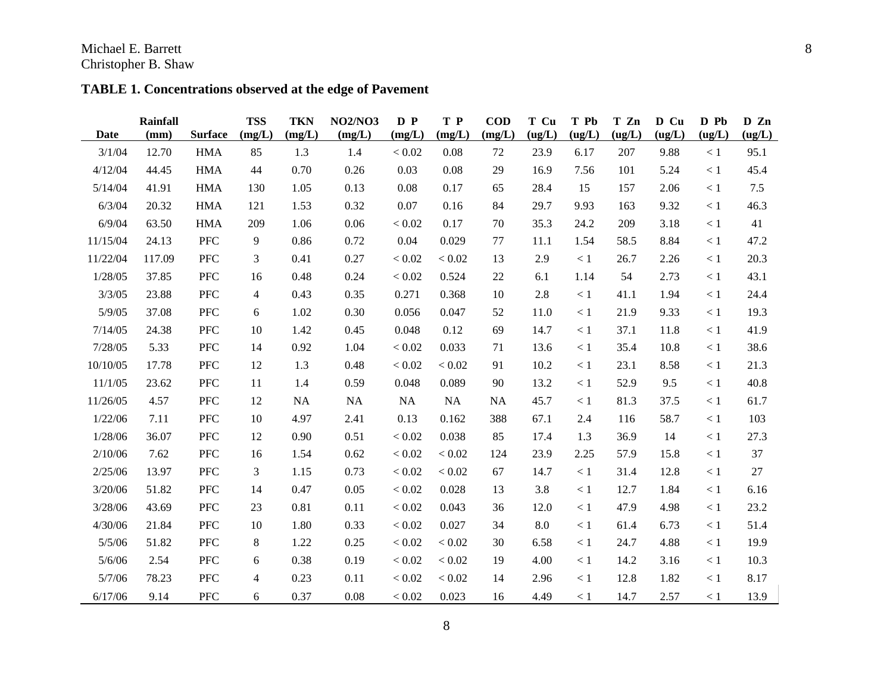**TABLE 1. Concentrations observed at the edge of Pavement**

| Date | Rainfall (mm) | Surface | TSS (mg/L) | TKN (mg/L) | NO2/NO3 (mg/L) | D P (mg/L) | T P (mg/L) | COD (mg/L) | T Cu (ug/L) | T Pb (ug/L) | T Zn (ug/L) | D Cu (ug/L) | D Pb (ug/L) | D Zn (ug/L) |
|---|---|---|---|---|---|---|---|---|---|---|---|---|---|---|
| 3/1/04 | 12.70 | HMA | 85 | 1.3 | 1.4 | < 0.02 | 0.08 | 72 | 23.9 | 6.17 | 207 | 9.88 | < 1 | 95.1 |
| 4/12/04 | 44.45 | HMA | 44 | 0.70 | 0.26 | 0.03 | 0.08 | 29 | 16.9 | 7.56 | 101 | 5.24 | < 1 | 45.4 |
| 5/14/04 | 41.91 | HMA | 130 | 1.05 | 0.13 | 0.08 | 0.17 | 65 | 28.4 | 15 | 157 | 2.06 | < 1 | 7.5 |
| 6/3/04 | 20.32 | HMA | 121 | 1.53 | 0.32 | 0.07 | 0.16 | 84 | 29.7 | 9.93 | 163 | 9.32 | < 1 | 46.3 |
| 6/9/04 | 63.50 | HMA | 209 | 1.06 | 0.06 | < 0.02 | 0.17 | 70 | 35.3 | 24.2 | 209 | 3.18 | < 1 | 41 |
| 11/15/04 | 24.13 | PFC | 9 | 0.86 | 0.72 | 0.04 | 0.029 | 77 | 11.1 | 1.54 | 58.5 | 8.84 | < 1 | 47.2 |
| 11/22/04 | 117.09 | PFC | 3 | 0.41 | 0.27 | < 0.02 | < 0.02 | 13 | 2.9 | < 1 | 26.7 | 2.26 | < 1 | 20.3 |
| 1/28/05 | 37.85 | PFC | 16 | 0.48 | 0.24 | < 0.02 | 0.524 | 22 | 6.1 | 1.14 | 54 | 2.73 | < 1 | 43.1 |
| 3/3/05 | 23.88 | PFC | 4 | 0.43 | 0.35 | 0.271 | 0.368 | 10 | 2.8 | < 1 | 41.1 | 1.94 | < 1 | 24.4 |
| 5/9/05 | 37.08 | PFC | 6 | 1.02 | 0.30 | 0.056 | 0.047 | 52 | 11.0 | < 1 | 21.9 | 9.33 | < 1 | 19.3 |
| 7/14/05 | 24.38 | PFC | 10 | 1.42 | 0.45 | 0.048 | 0.12 | 69 | 14.7 | < 1 | 37.1 | 11.8 | < 1 | 41.9 |
| 7/28/05 | 5.33 | PFC | 14 | 0.92 | 1.04 | < 0.02 | 0.033 | 71 | 13.6 | < 1 | 35.4 | 10.8 | < 1 | 38.6 |
| 10/10/05 | 17.78 | PFC | 12 | 1.3 | 0.48 | < 0.02 | < 0.02 | 91 | 10.2 | < 1 | 23.1 | 8.58 | < 1 | 21.3 |
| 11/1/05 | 23.62 | PFC | 11 | 1.4 | 0.59 | 0.048 | 0.089 | 90 | 13.2 | < 1 | 52.9 | 9.5 | < 1 | 40.8 |
| 11/26/05 | 4.57 | PFC | 12 | NA | NA | NA | NA | NA | 45.7 | < 1 | 81.3 | 37.5 | < 1 | 61.7 |
| 1/22/06 | 7.11 | PFC | 10 | 4.97 | 2.41 | 0.13 | 0.162 | 388 | 67.1 | 2.4 | 116 | 58.7 | < 1 | 103 |
| 1/28/06 | 36.07 | PFC | 12 | 0.90 | 0.51 | < 0.02 | 0.038 | 85 | 17.4 | 1.3 | 36.9 | 14 | < 1 | 27.3 |
| 2/10/06 | 7.62 | PFC | 16 | 1.54 | 0.62 | < 0.02 | < 0.02 | 124 | 23.9 | 2.25 | 57.9 | 15.8 | < 1 | 37 |
| 2/25/06 | 13.97 | PFC | 3 | 1.15 | 0.73 | < 0.02 | < 0.02 | 67 | 14.7 | < 1 | 31.4 | 12.8 | < 1 | 27 |
| 3/20/06 | 51.82 | PFC | 14 | 0.47 | 0.05 | < 0.02 | 0.028 | 13 | 3.8 | < 1 | 12.7 | 1.84 | < 1 | 6.16 |
| 3/28/06 | 43.69 | PFC | 23 | 0.81 | 0.11 | < 0.02 | 0.043 | 36 | 12.0 | < 1 | 47.9 | 4.98 | < 1 | 23.2 |
| 4/30/06 | 21.84 | PFC | 10 | 1.80 | 0.33 | < 0.02 | 0.027 | 34 | 8.0 | < 1 | 61.4 | 6.73 | < 1 | 51.4 |
| 5/5/06 | 51.82 | PFC | 8 | 1.22 | 0.25 | < 0.02 | < 0.02 | 30 | 6.58 | < 1 | 24.7 | 4.88 | < 1 | 19.9 |
| 5/6/06 | 2.54 | PFC | 6 | 0.38 | 0.19 | < 0.02 | < 0.02 | 19 | 4.00 | < 1 | 14.2 | 3.16 | < 1 | 10.3 |
| 5/7/06 | 78.23 | PFC | 4 | 0.23 | 0.11 | < 0.02 | < 0.02 | 14 | 2.96 | < 1 | 12.8 | 1.82 | < 1 | 8.17 |
| 6/17/06 | 9.14 | PFC | 6 | 0.37 | 0.08 | < 0.02 | 0.023 | 16 | 4.49 | < 1 | 14.7 | 2.57 | < 1 | 13.9 |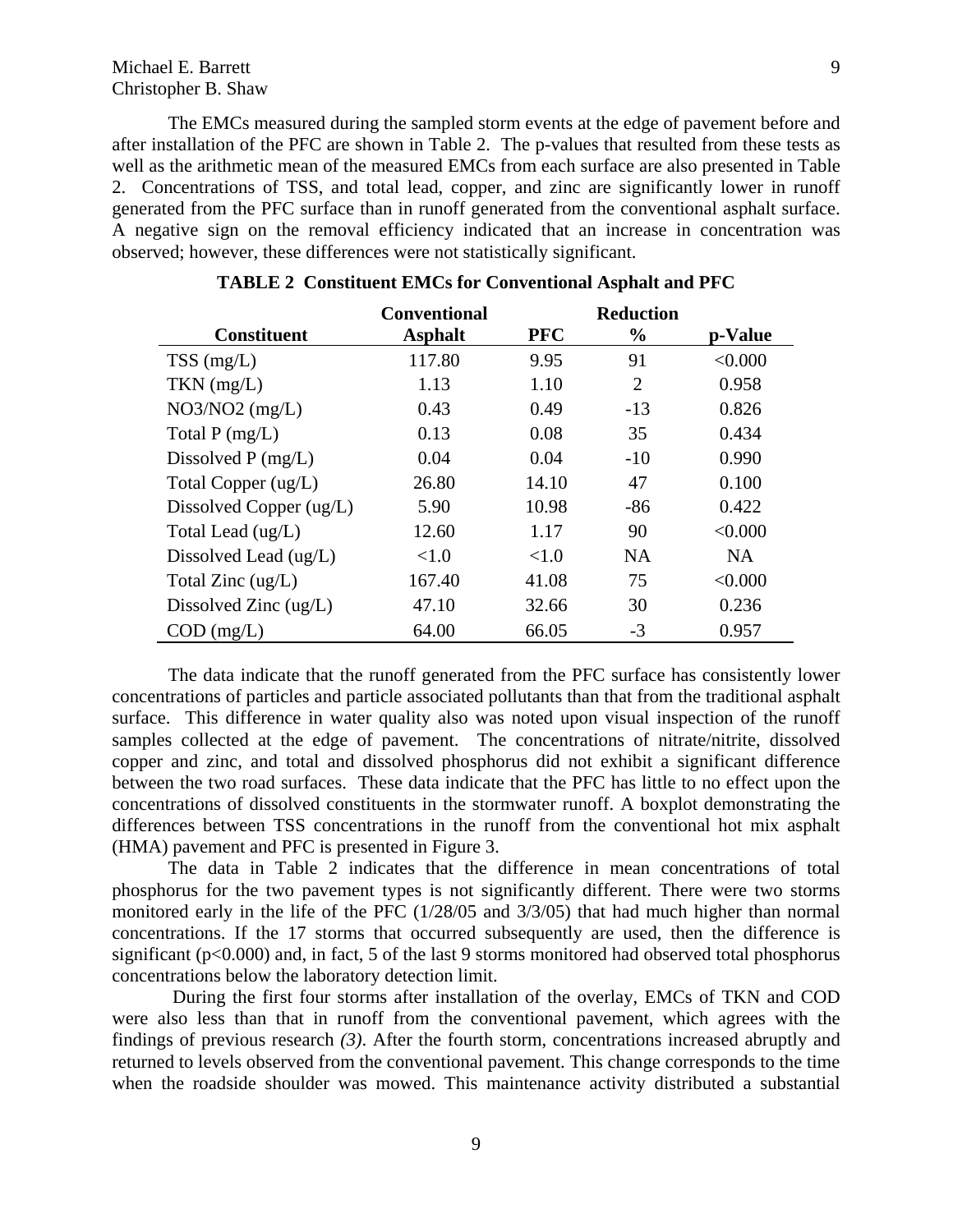The EMCs measured during the sampled storm events at the edge of pavement before and after installation of the PFC are shown in Table 2. The p-values that resulted from these tests as well as the arithmetic mean of the measured EMCs from each surface are also presented in Table 2. Concentrations of TSS, and total lead, copper, and zinc are significantly lower in runoff generated from the PFC surface than in runoff generated from the conventional asphalt surface. A negative sign on the removal efficiency indicated that an increase in concentration was observed; however, these differences were not statistically significant.

**TABLE 2 Constituent EMCs for Conventional Asphalt and PFC**

| Constituent | Conventional Asphalt | PFC | Reduction % | p-Value |
|---|---|---|---|---|
| TSS (mg/L) | 117.80 | 9.95 | 91 | <0.000 |
| TKN (mg/L) | 1.13 | 1.10 | 2 | 0.958 |
| NO3/NO2 (mg/L) | 0.43 | 0.49 | -13 | 0.826 |
| Total P (mg/L) | 0.13 | 0.08 | 35 | 0.434 |
| Dissolved P (mg/L) | 0.04 | 0.04 | -10 | 0.990 |
| Total Copper (ug/L) | 26.80 | 14.10 | 47 | 0.100 |
| Dissolved Copper (ug/L) | 5.90 | 10.98 | -86 | 0.422 |
| Total Lead (ug/L) | 12.60 | 1.17 | 90 | <0.000 |
| Dissolved Lead (ug/L) | <1.0 | <1.0 | NA | NA |
| Total Zinc (ug/L) | 167.40 | 41.08 | 75 | <0.000 |
| Dissolved Zinc (ug/L) | 47.10 | 32.66 | 30 | 0.236 |
| COD (mg/L) | 64.00 | 66.05 | -3 | 0.957 |

The data indicate that the runoff generated from the PFC surface has consistently lower concentrations of particles and particle associated pollutants than that from the traditional asphalt surface. This difference in water quality also was noted upon visual inspection of the runoff samples collected at the edge of pavement. The concentrations of nitrate/nitrite, dissolved copper and zinc, and total and dissolved phosphorus did not exhibit a significant difference between the two road surfaces. These data indicate that the PFC has little to no effect upon the concentrations of dissolved constituents in the stormwater runoff. A boxplot demonstrating the differences between TSS concentrations in the runoff from the conventional hot mix asphalt (HMA) pavement and PFC is presented in Figure 3.

The data in Table 2 indicates that the difference in mean concentrations of total phosphorus for the two pavement types is not significantly different. There were two storms monitored early in the life of the PFC (1/28/05 and 3/3/05) that had much higher than normal concentrations. If the 17 storms that occurred subsequently are used, then the difference is significant ($p<0.000$) and, in fact, 5 of the last 9 storms monitored had observed total phosphorus concentrations below the laboratory detection limit.

During the first four storms after installation of the overlay, EMCs of TKN and COD were also less than that in runoff from the conventional pavement, which agrees with the findings of previous research *(3)*. After the fourth storm, concentrations increased abruptly and returned to levels observed from the conventional pavement. This change corresponds to the time when the roadside shoulder was mowed. This maintenance activity distributed a substantial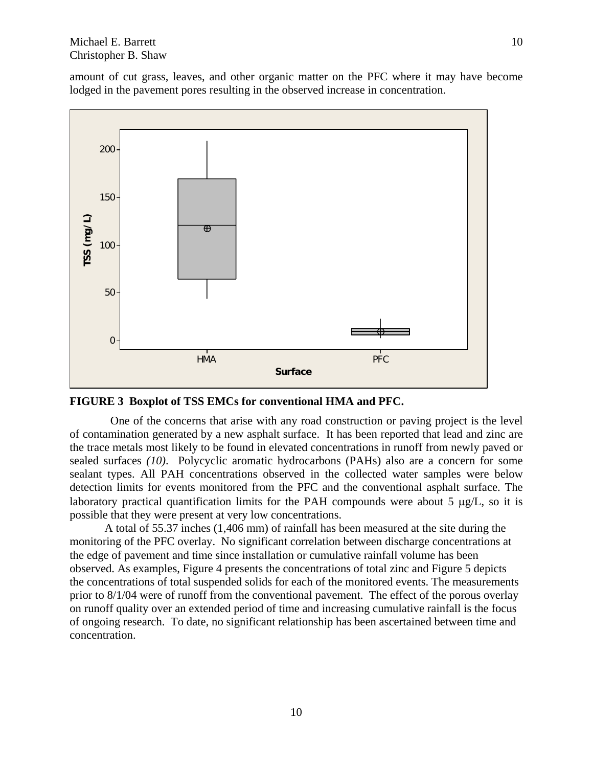amount of cut grass, leaves, and other organic matter on the PFC where it may have become lodged in the pavement pores resulting in the observed increase in concentration.

**FIGURE 3 Boxplot of TSS EMCs for conventional HMA and PFC.**

One of the concerns that arise with any road construction or paving project is the level of contamination generated by a new asphalt surface. It has been reported that lead and zinc are the trace metals most likely to be found in elevated concentrations in runoff from newly paved or sealed surfaces *(10)*. Polycyclic aromatic hydrocarbons (PAHs) also are a concern for some sealant types. All PAH concentrations observed in the collected water samples were below detection limits for events monitored from the PFC and the conventional asphalt surface. The laboratory practical quantification limits for the PAH compounds were about 5 μg/L, so it is possible that they were present at very low concentrations.

A total of 55.37 inches (1,406 mm) of rainfall has been measured at the site during the monitoring of the PFC overlay. No significant correlation between discharge concentrations at the edge of pavement and time since installation or cumulative rainfall volume has been observed. As examples, Figure 4 presents the concentrations of total zinc and Figure 5 depicts the concentrations of total suspended solids for each of the monitored events. The measurements prior to 8/1/04 were of runoff from the conventional pavement. The effect of the porous overlay on runoff quality over an extended period of time and increasing cumulative rainfall is the focus of ongoing research. To date, no significant relationship has been ascertained between time and concentration.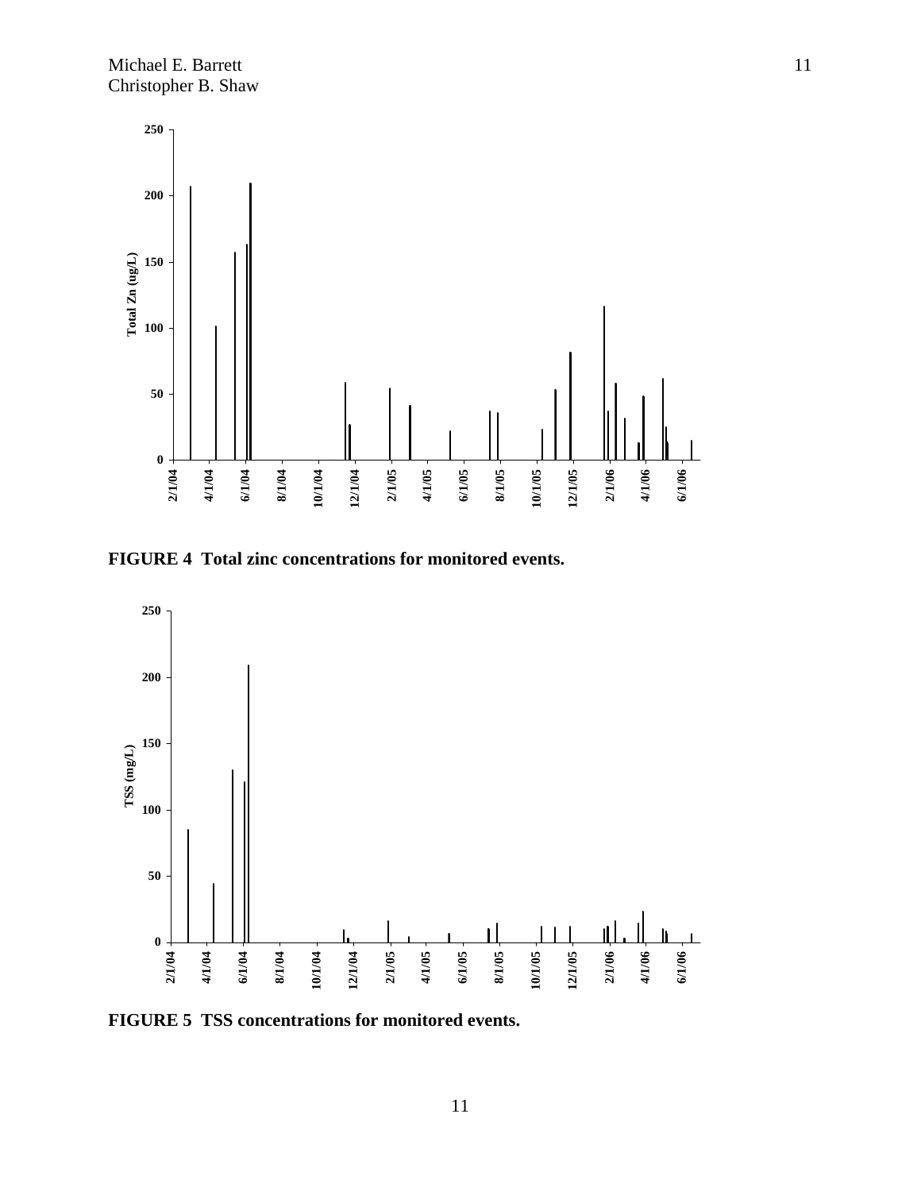**FIGURE 4 Total zinc concentrations for monitored events.**

**FIGURE 5 TSS concentrations for monitored events.**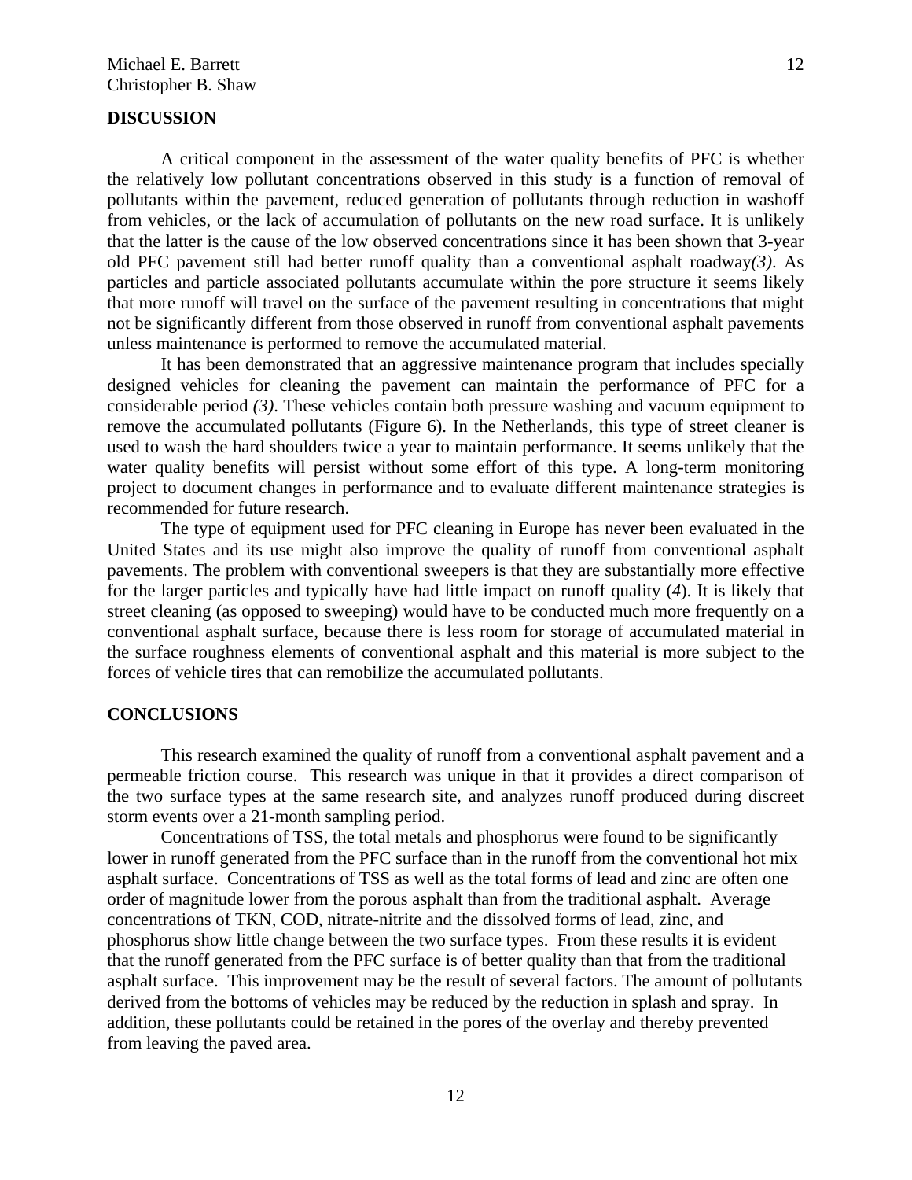## DISCUSSION

A critical component in the assessment of the water quality benefits of PFC is whether the relatively low pollutant concentrations observed in this study is a function of removal of pollutants within the pavement, reduced generation of pollutants through reduction in washoff from vehicles, or the lack of accumulation of pollutants on the new road surface. It is unlikely that the latter is the cause of the low observed concentrations since it has been shown that 3-year old PFC pavement still had better runoff quality than a conventional asphalt roadway *(3)*. As particles and particle associated pollutants accumulate within the pore structure it seems likely that more runoff will travel on the surface of the pavement resulting in concentrations that might not be significantly different from those observed in runoff from conventional asphalt pavements unless maintenance is performed to remove the accumulated material.

It has been demonstrated that an aggressive maintenance program that includes specially designed vehicles for cleaning the pavement can maintain the performance of PFC for a considerable period *(3)*. These vehicles contain both pressure washing and vacuum equipment to remove the accumulated pollutants (Figure 6). In the Netherlands, this type of street cleaner is used to wash the hard shoulders twice a year to maintain performance. It seems unlikely that the water quality benefits will persist without some effort of this type. A long-term monitoring project to document changes in performance and to evaluate different maintenance strategies is recommended for future research.

The type of equipment used for PFC cleaning in Europe has never been evaluated in the United States and its use might also improve the quality of runoff from conventional asphalt pavements. The problem with conventional sweepers is that they are substantially more effective for the larger particles and typically have had little impact on runoff quality (*4*). It is likely that street cleaning (as opposed to sweeping) would have to be conducted much more frequently on a conventional asphalt surface, because there is less room for storage of accumulated material in the surface roughness elements of conventional asphalt and this material is more subject to the forces of vehicle tires that can remobilize the accumulated pollutants.

## CONCLUSIONS

This research examined the quality of runoff from a conventional asphalt pavement and a permeable friction course. This research was unique in that it provides a direct comparison of the two surface types at the same research site, and analyzes runoff produced during discreet storm events over a 21-month sampling period.

Concentrations of TSS, the total metals and phosphorus were found to be significantly lower in runoff generated from the PFC surface than in the runoff from the conventional hot mix asphalt surface. Concentrations of TSS as well as the total forms of lead and zinc are often one order of magnitude lower from the porous asphalt than from the traditional asphalt. Average concentrations of TKN, COD, nitrate-nitrite and the dissolved forms of lead, zinc, and phosphorus show little change between the two surface types. From these results it is evident that the runoff generated from the PFC surface is of better quality than that from the traditional asphalt surface. This improvement may be the result of several factors. The amount of pollutants derived from the bottoms of vehicles may be reduced by the reduction in splash and spray. In addition, these pollutants could be retained in the pores of the overlay and thereby prevented from leaving the paved area.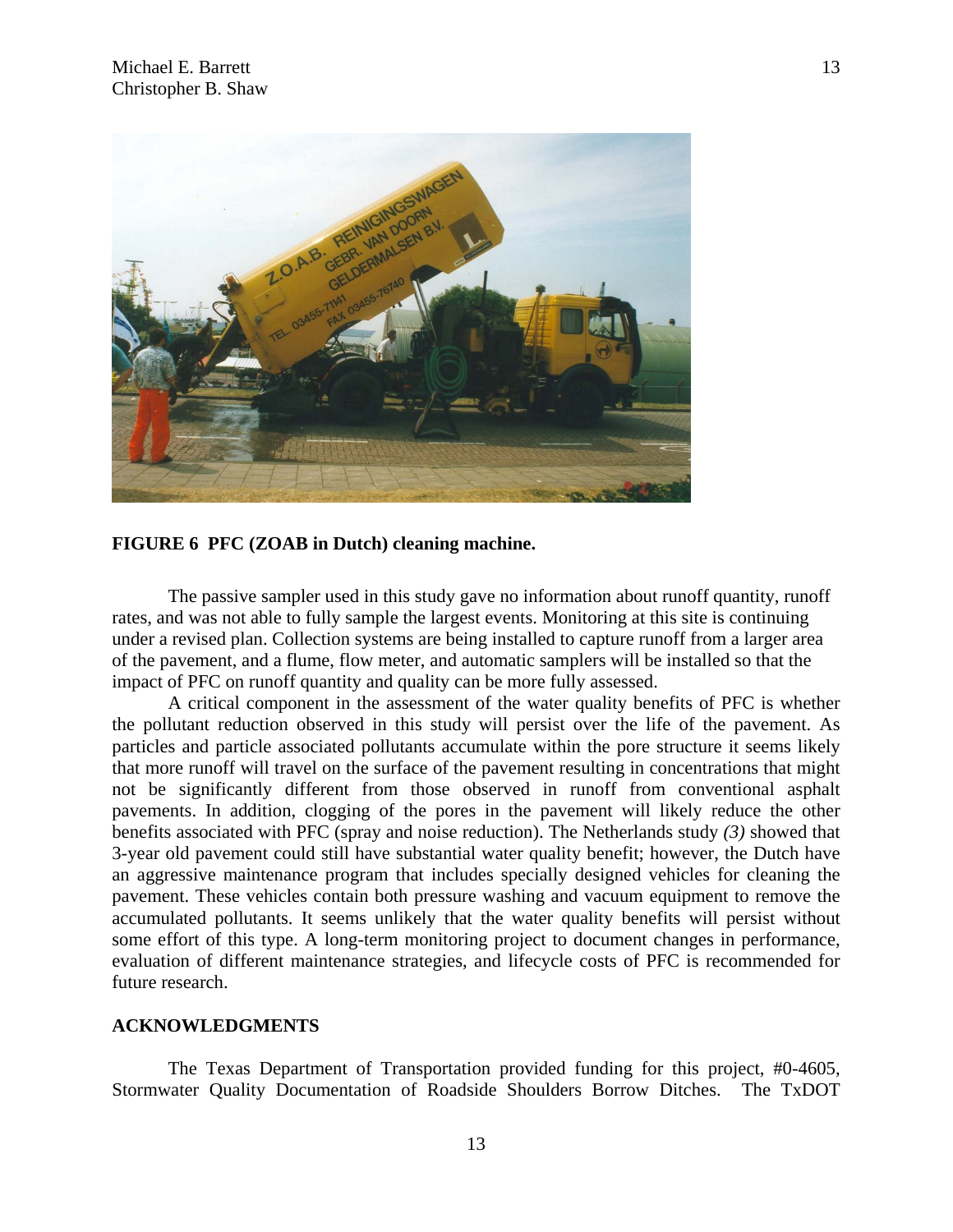**FIGURE 6 PFC (ZOAB in Dutch) cleaning machine.**

The passive sampler used in this study gave no information about runoff quantity, runoff rates, and was not able to fully sample the largest events. Monitoring at this site is continuing under a revised plan. Collection systems are being installed to capture runoff from a larger area of the pavement, and a flume, flow meter, and automatic samplers will be installed so that the impact of PFC on runoff quantity and quality can be more fully assessed.

A critical component in the assessment of the water quality benefits of PFC is whether the pollutant reduction observed in this study will persist over the life of the pavement. As particles and particle associated pollutants accumulate within the pore structure it seems likely that more runoff will travel on the surface of the pavement resulting in concentrations that might not be significantly different from those observed in runoff from conventional asphalt pavements. In addition, clogging of the pores in the pavement will likely reduce the other benefits associated with PFC (spray and noise reduction). The Netherlands study *(3)* showed that 3-year old pavement could still have substantial water quality benefit; however, the Dutch have an aggressive maintenance program that includes specially designed vehicles for cleaning the pavement. These vehicles contain both pressure washing and vacuum equipment to remove the accumulated pollutants. It seems unlikely that the water quality benefits will persist without some effort of this type. A long-term monitoring project to document changes in performance, evaluation of different maintenance strategies, and lifecycle costs of PFC is recommended for future research.

## ACKNOWLEDGMENTS

The Texas Department of Transportation provided funding for this project, #0-4605, Stormwater Quality Documentation of Roadside Shoulders Borrow Ditches. The TxDOT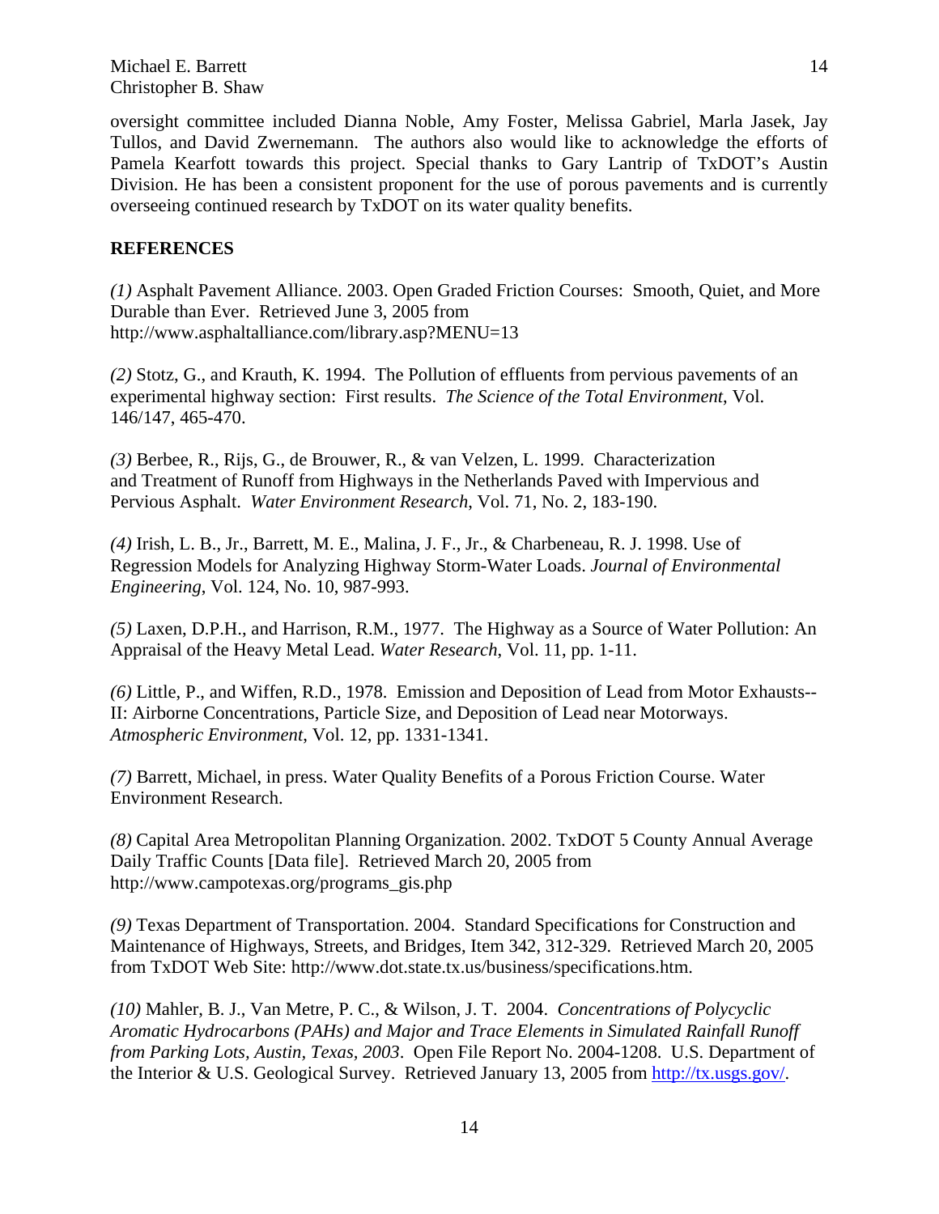oversight committee included Dianna Noble, Amy Foster, Melissa Gabriel, Marla Jasek, Jay Tullos, and David Zwernemann. The authors also would like to acknowledge the efforts of Pamela Kearfott towards this project. Special thanks to Gary Lantrip of TxDOT's Austin Division. He has been a consistent proponent for the use of porous pavements and is currently overseeing continued research by TxDOT on its water quality benefits.

**REFERENCES**

*(1)* Asphalt Pavement Alliance. 2003. Open Graded Friction Courses: Smooth, Quiet, and More Durable than Ever. Retrieved June 3, 2005 from http://www.asphaltalliance.com/library.asp?MENU=13

*(2)* Stotz, G., and Krauth, K. 1994. The Pollution of effluents from pervious pavements of an experimental highway section: First results. *The Science of the Total Environment*, Vol. 146/147, 465-470.

*(3)* Berbee, R., Rijs, G., de Brouwer, R., & van Velzen, L. 1999. Characterization and Treatment of Runoff from Highways in the Netherlands Paved with Impervious and Pervious Asphalt. *Water Environment Research*, Vol. 71, No. 2, 183-190.

*(4)* Irish, L. B., Jr., Barrett, M. E., Malina, J. F., Jr., & Charbeneau, R. J. 1998. Use of Regression Models for Analyzing Highway Storm-Water Loads. *Journal of Environmental Engineering*, Vol. 124, No. 10, 987-993.

*(5)* Laxen, D.P.H., and Harrison, R.M., 1977. The Highway as a Source of Water Pollution: An Appraisal of the Heavy Metal Lead. *Water Research*, Vol. 11, pp. 1-11.

*(6)* Little, P., and Wiffen, R.D., 1978. Emission and Deposition of Lead from Motor Exhausts--II: Airborne Concentrations, Particle Size, and Deposition of Lead near Motorways. *Atmospheric Environment*, Vol. 12, pp. 1331-1341.

*(7)* Barrett, Michael, in press. Water Quality Benefits of a Porous Friction Course. Water Environment Research.

*(8)* Capital Area Metropolitan Planning Organization. 2002. TxDOT 5 County Annual Average Daily Traffic Counts [Data file]. Retrieved March 20, 2005 from http://www.campotexas.org/programs_gis.php

*(9)* Texas Department of Transportation. 2004. Standard Specifications for Construction and Maintenance of Highways, Streets, and Bridges, Item 342, 312-329. Retrieved March 20, 2005 from TxDOT Web Site: http://www.dot.state.tx.us/business/specifications.htm.

*(10)* Mahler, B. J., Van Metre, P. C., & Wilson, J. T. 2004. *Concentrations of Polycyclic Aromatic Hydrocarbons (PAHs) and Major and Trace Elements in Simulated Rainfall Runoff from Parking Lots, Austin, Texas, 2003*. Open File Report No. 2004-1208. U.S. Department of the Interior & U.S. Geological Survey. Retrieved January 13, 2005 from http://tx.usgs.gov/.